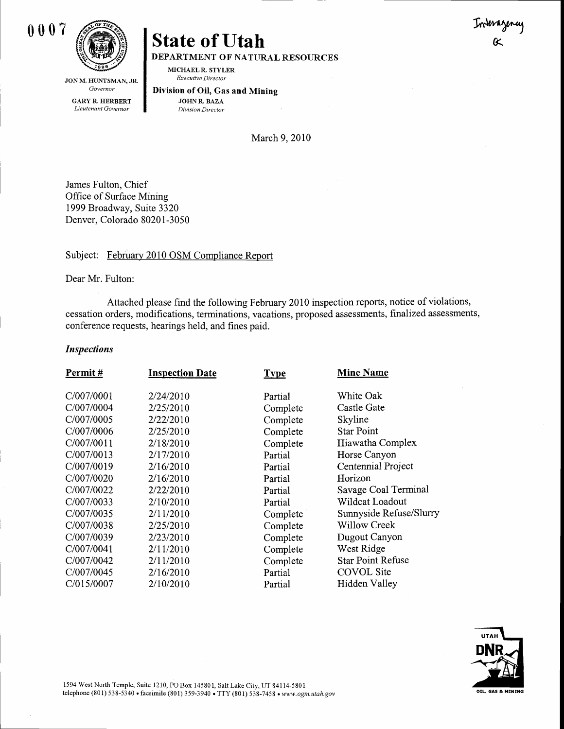0007

Interagency
OK

# State of Utah

**DEPARTMENT OF NATURAL RESOURCES**

MICHAEL R. STYLER
*Executive Director*

**Division of Oil, Gas and Mining**
JOHN R. BAZA
*Division Director*

JON M. HUNTSMAN, JR.
*Governor*

GARY R. HERBERT
*Lieutenant Governor*

March 9, 2010

James Fulton, Chief
Office of Surface Mining
1999 Broadway, Suite 3320
Denver, Colorado 80201-3050

Subject: February 2010 OSM Compliance Report

Dear Mr. Fulton:

Attached please find the following February 2010 inspection reports, notice of violations, cessation orders, modifications, terminations, vacations, proposed assessments, finalized assessments, conference requests, hearings held, and fines paid.

***Inspections***

| Permit # | Inspection Date | Type | Mine Name |
|---|---|---|---|
| C/007/0001 | 2/24/2010 | Partial | White Oak |
| C/007/0004 | 2/25/2010 | Complete | Castle Gate |
| C/007/0005 | 2/22/2010 | Complete | Skyline |
| C/007/0006 | 2/25/2010 | Complete | Star Point |
| C/007/0011 | 2/18/2010 | Complete | Hiawatha Complex |
| C/007/0013 | 2/17/2010 | Partial | Horse Canyon |
| C/007/0019 | 2/16/2010 | Partial | Centennial Project |
| C/007/0020 | 2/16/2010 | Partial | Horizon |
| C/007/0022 | 2/22/2010 | Partial | Savage Coal Terminal |
| C/007/0033 | 2/10/2010 | Partial | Wildcat Loadout |
| C/007/0035 | 2/11/2010 | Complete | Sunnyside Refuse/Slurry |
| C/007/0038 | 2/25/2010 | Complete | Willow Creek |
| C/007/0039 | 2/23/2010 | Complete | Dugout Canyon |
| C/007/0041 | 2/11/2010 | Complete | West Ridge |
| C/007/0042 | 2/11/2010 | Complete | Star Point Refuse |
| C/007/0045 | 2/16/2010 | Partial | COVOL Site |
| C/015/0007 | 2/10/2010 | Partial | Hidden Valley |

1594 West North Temple, Suite 1210, PO Box 145801, Salt Lake City, UT 84114-5801
telephone (801) 538-5340 • facsimile (801) 359-3940 • TTY (801) 538-7458 • *www.ogm.utah.gov*

UTAH DNR OIL, GAS & MINING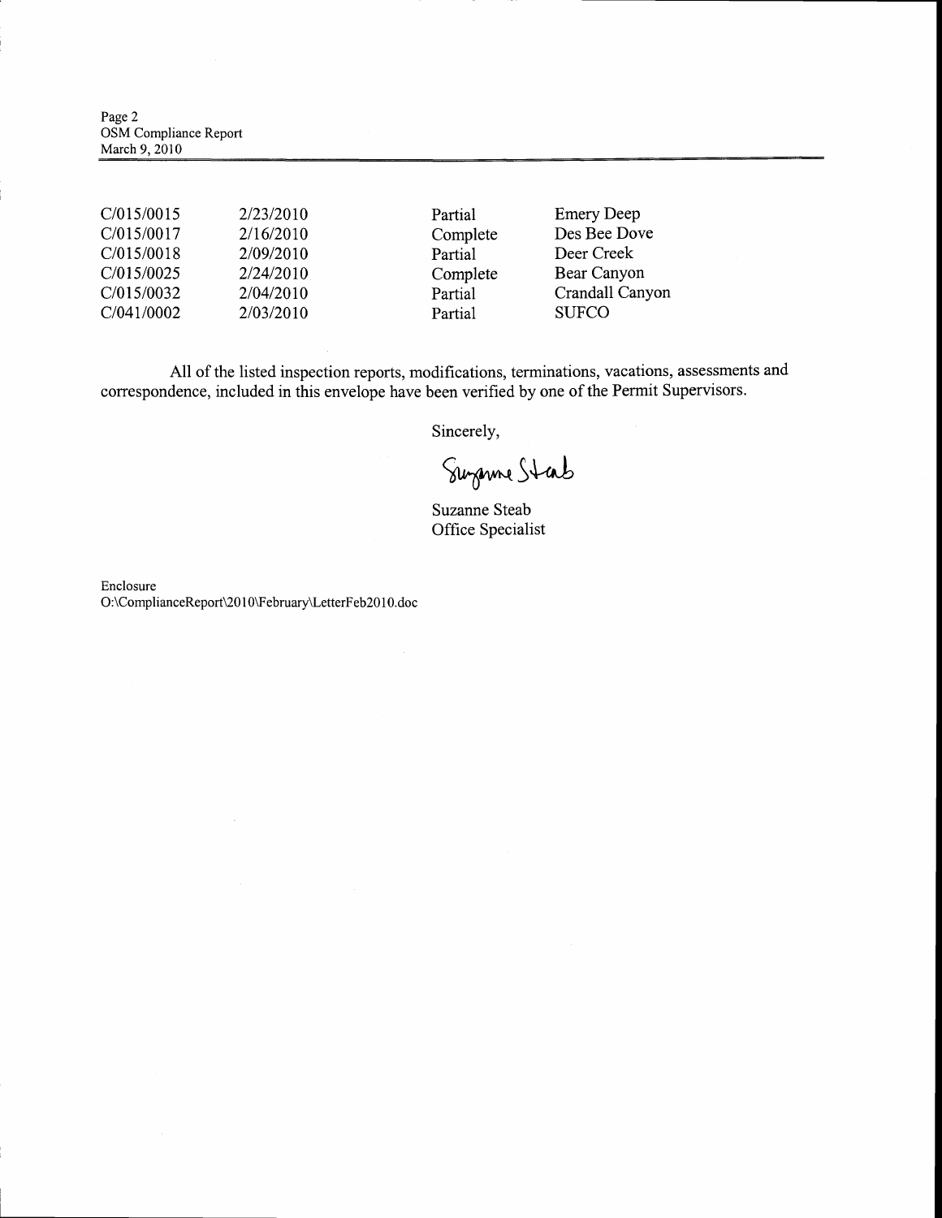| | | | |
|---|---|---|---|
| C/015/0015 | 2/23/2010 | Partial | Emery Deep |
| C/015/0017 | 2/16/2010 | Complete | Des Bee Dove |
| C/015/0018 | 2/09/2010 | Partial | Deer Creek |
| C/015/0025 | 2/24/2010 | Complete | Bear Canyon |
| C/015/0032 | 2/04/2010 | Partial | Crandall Canyon |
| C/041/0002 | 2/03/2010 | Partial | SUFCO |

All of the listed inspection reports, modifications, terminations, vacations, assessments and correspondence, included in this envelope have been verified by one of the Permit Supervisors.

Sincerely,

Suzanne Steab

Suzanne Steab
Office Specialist

Enclosure
O:\ComplianceReport\2010\February\LetterFeb2010.doc